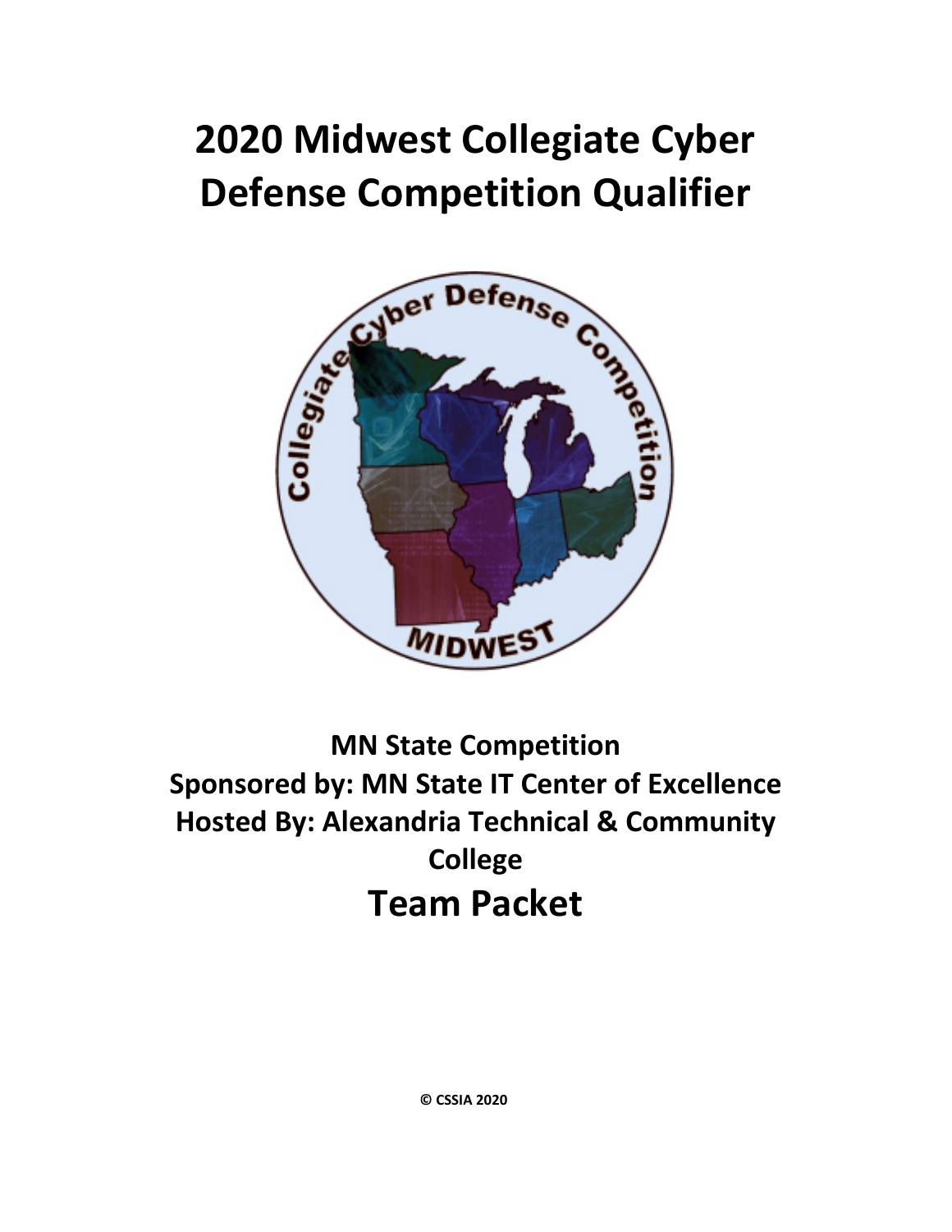# 2020 Midwest Collegiate Cyber Defense Competition Qualifier

**MN State Competition**
**Sponsored by: MN State IT Center of Excellence**
**Hosted By: Alexandria Technical & Community College**

# Team Packet

**© CSSIA 2020**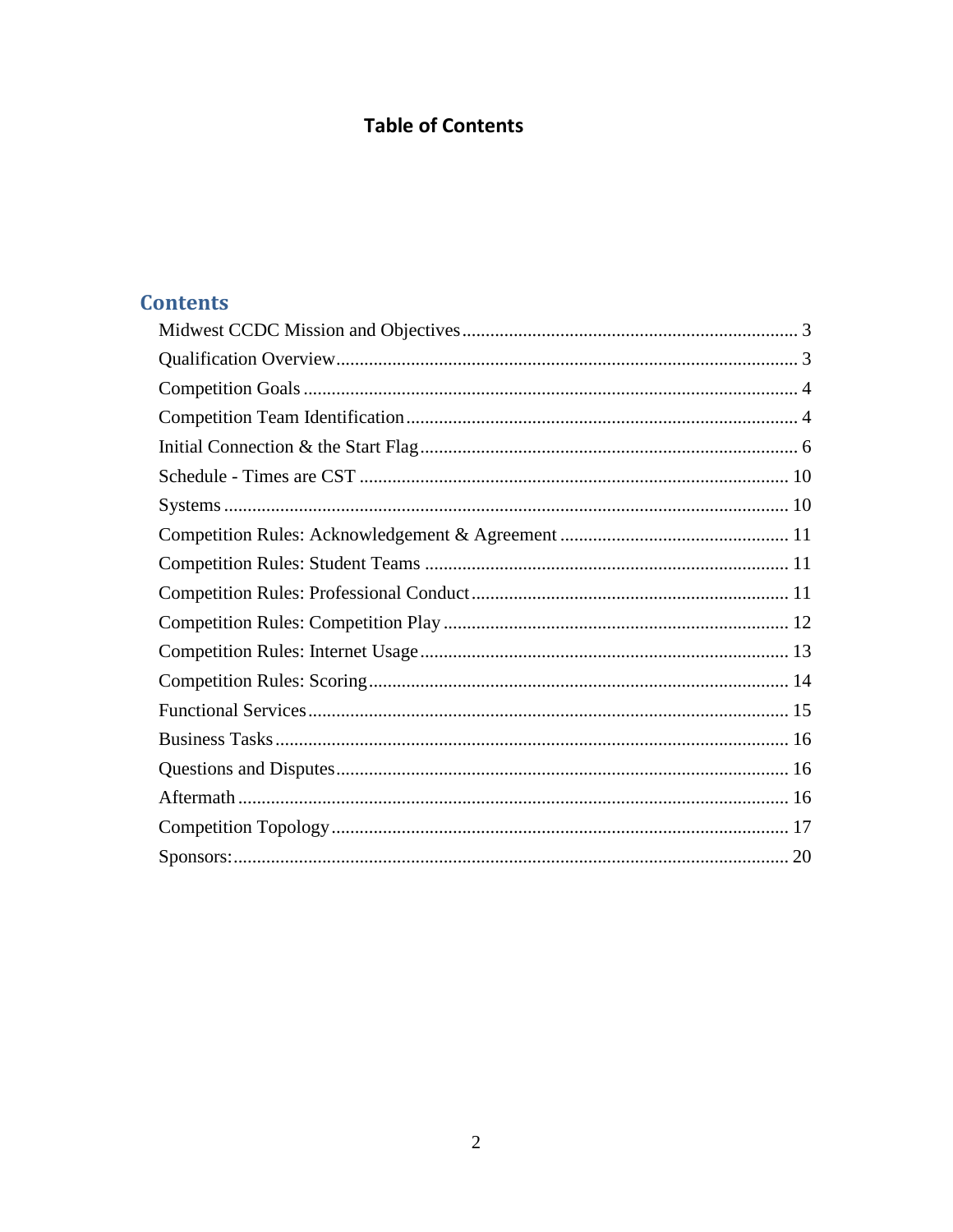# Table of Contents

## Contents

| Section | Page |
| --- | --- |
| Midwest CCDC Mission and Objectives | 3 |
| Qualification Overview | 3 |
| Competition Goals | 4 |
| Competition Team Identification | 4 |
| Initial Connection & the Start Flag | 6 |
| Schedule - Times are CST | 10 |
| Systems | 10 |
| Competition Rules: Acknowledgement & Agreement | 11 |
| Competition Rules: Student Teams | 11 |
| Competition Rules: Professional Conduct | 11 |
| Competition Rules: Competition Play | 12 |
| Competition Rules: Internet Usage | 13 |
| Competition Rules: Scoring | 14 |
| Functional Services | 15 |
| Business Tasks | 16 |
| Questions and Disputes | 16 |
| Aftermath | 16 |
| Competition Topology | 17 |
| Sponsors: | 20 |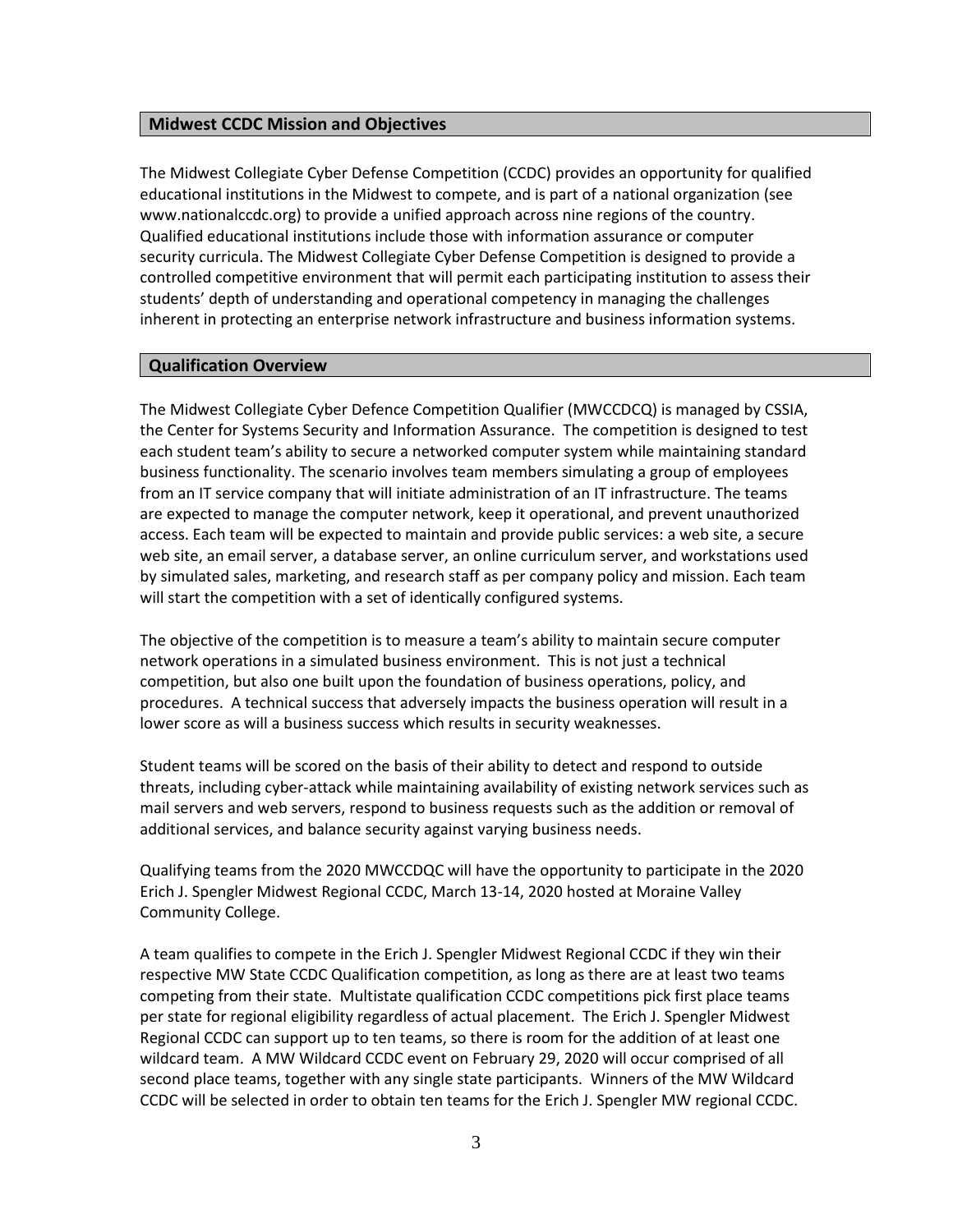## Midwest CCDC Mission and Objectives

The Midwest Collegiate Cyber Defense Competition (CCDC) provides an opportunity for qualified educational institutions in the Midwest to compete, and is part of a national organization (see www.nationalccdc.org) to provide a unified approach across nine regions of the country. Qualified educational institutions include those with information assurance or computer security curricula. The Midwest Collegiate Cyber Defense Competition is designed to provide a controlled competitive environment that will permit each participating institution to assess their students' depth of understanding and operational competency in managing the challenges inherent in protecting an enterprise network infrastructure and business information systems.

## Qualification Overview

The Midwest Collegiate Cyber Defence Competition Qualifier (MWCCDCQ) is managed by CSSIA, the Center for Systems Security and Information Assurance. The competition is designed to test each student team's ability to secure a networked computer system while maintaining standard business functionality. The scenario involves team members simulating a group of employees from an IT service company that will initiate administration of an IT infrastructure. The teams are expected to manage the computer network, keep it operational, and prevent unauthorized access. Each team will be expected to maintain and provide public services: a web site, a secure web site, an email server, a database server, an online curriculum server, and workstations used by simulated sales, marketing, and research staff as per company policy and mission. Each team will start the competition with a set of identically configured systems.

The objective of the competition is to measure a team's ability to maintain secure computer network operations in a simulated business environment. This is not just a technical competition, but also one built upon the foundation of business operations, policy, and procedures. A technical success that adversely impacts the business operation will result in a lower score as will a business success which results in security weaknesses.

Student teams will be scored on the basis of their ability to detect and respond to outside threats, including cyber-attack while maintaining availability of existing network services such as mail servers and web servers, respond to business requests such as the addition or removal of additional services, and balance security against varying business needs.

Qualifying teams from the 2020 MWCCDQC will have the opportunity to participate in the 2020 Erich J. Spengler Midwest Regional CCDC, March 13-14, 2020 hosted at Moraine Valley Community College.

A team qualifies to compete in the Erich J. Spengler Midwest Regional CCDC if they win their respective MW State CCDC Qualification competition, as long as there are at least two teams competing from their state. Multistate qualification CCDC competitions pick first place teams per state for regional eligibility regardless of actual placement. The Erich J. Spengler Midwest Regional CCDC can support up to ten teams, so there is room for the addition of at least one wildcard team. A MW Wildcard CCDC event on February 29, 2020 will occur comprised of all second place teams, together with any single state participants. Winners of the MW Wildcard CCDC will be selected in order to obtain ten teams for the Erich J. Spengler MW regional CCDC.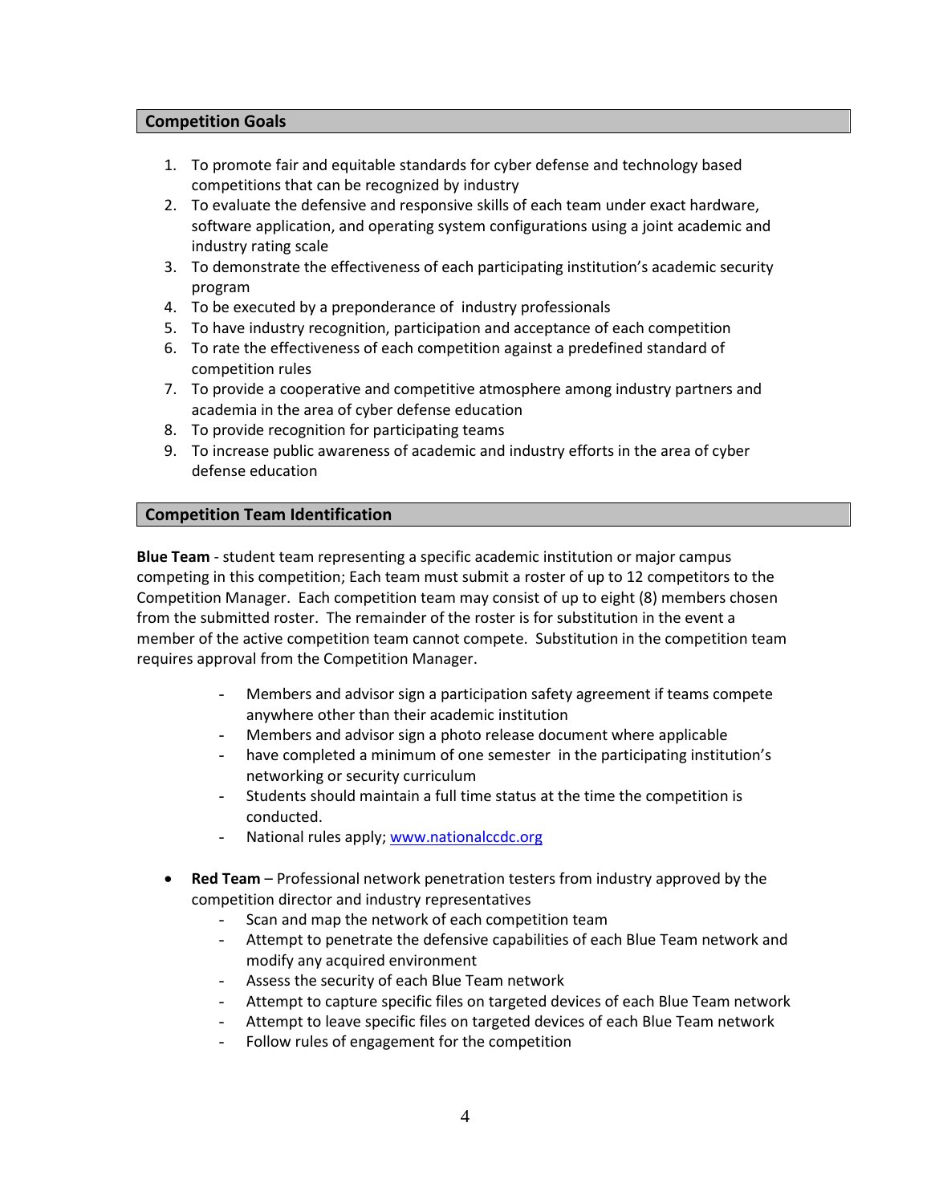## Competition Goals

1. To promote fair and equitable standards for cyber defense and technology based competitions that can be recognized by industry
2. To evaluate the defensive and responsive skills of each team under exact hardware, software application, and operating system configurations using a joint academic and industry rating scale
3. To demonstrate the effectiveness of each participating institution's academic security program
4. To be executed by a preponderance of industry professionals
5. To have industry recognition, participation and acceptance of each competition
6. To rate the effectiveness of each competition against a predefined standard of competition rules
7. To provide a cooperative and competitive atmosphere among industry partners and academia in the area of cyber defense education
8. To provide recognition for participating teams
9. To increase public awareness of academic and industry efforts in the area of cyber defense education

## Competition Team Identification

**Blue Team** - student team representing a specific academic institution or major campus competing in this competition; Each team must submit a roster of up to 12 competitors to the Competition Manager. Each competition team may consist of up to eight (8) members chosen from the submitted roster. The remainder of the roster is for substitution in the event a member of the active competition team cannot compete. Substitution in the competition team requires approval from the Competition Manager.

- Members and advisor sign a participation safety agreement if teams compete anywhere other than their academic institution
- Members and advisor sign a photo release document where applicable
- have completed a minimum of one semester in the participating institution's networking or security curriculum
- Students should maintain a full time status at the time the competition is conducted.
- National rules apply; [www.nationalccdc.org](http://www.nationalccdc.org)

- **Red Team** – Professional network penetration testers from industry approved by the competition director and industry representatives
  - Scan and map the network of each competition team
  - Attempt to penetrate the defensive capabilities of each Blue Team network and modify any acquired environment
  - Assess the security of each Blue Team network
  - Attempt to capture specific files on targeted devices of each Blue Team network
  - Attempt to leave specific files on targeted devices of each Blue Team network
  - Follow rules of engagement for the competition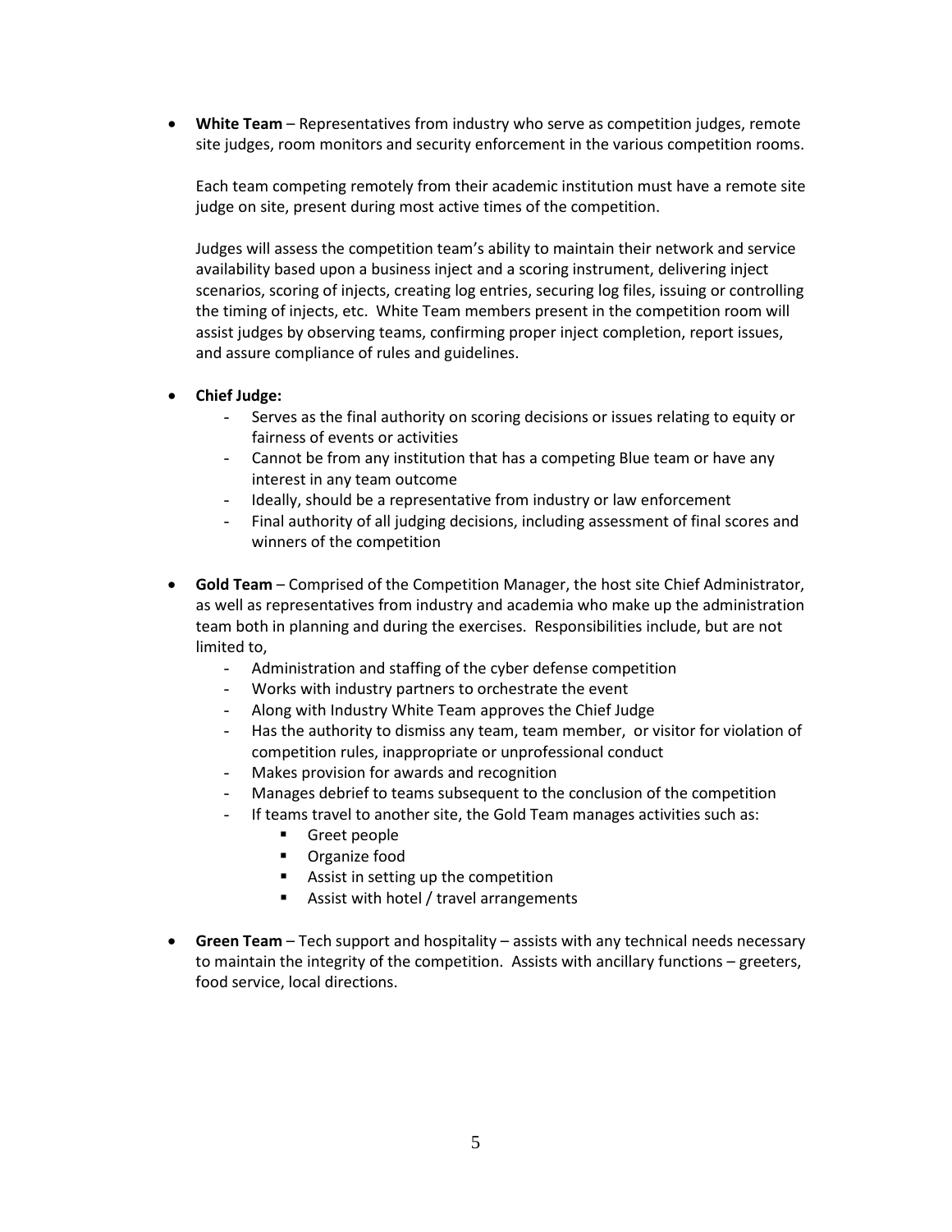- **White Team** – Representatives from industry who serve as competition judges, remote site judges, room monitors and security enforcement in the various competition rooms.

  Each team competing remotely from their academic institution must have a remote site judge on site, present during most active times of the competition.

  Judges will assess the competition team's ability to maintain their network and service availability based upon a business inject and a scoring instrument, delivering inject scenarios, scoring of injects, creating log entries, securing log files, issuing or controlling the timing of injects, etc. White Team members present in the competition room will assist judges by observing teams, confirming proper inject completion, report issues, and assure compliance of rules and guidelines.

- **Chief Judge:**
  - Serves as the final authority on scoring decisions or issues relating to equity or fairness of events or activities
  - Cannot be from any institution that has a competing Blue team or have any interest in any team outcome
  - Ideally, should be a representative from industry or law enforcement
  - Final authority of all judging decisions, including assessment of final scores and winners of the competition

- **Gold Team** – Comprised of the Competition Manager, the host site Chief Administrator, as well as representatives from industry and academia who make up the administration team both in planning and during the exercises. Responsibilities include, but are not limited to,
  - Administration and staffing of the cyber defense competition
  - Works with industry partners to orchestrate the event
  - Along with Industry White Team approves the Chief Judge
  - Has the authority to dismiss any team, team member, or visitor for violation of competition rules, inappropriate or unprofessional conduct
  - Makes provision for awards and recognition
  - Manages debrief to teams subsequent to the conclusion of the competition
  - If teams travel to another site, the Gold Team manages activities such as:
    - Greet people
    - Organize food
    - Assist in setting up the competition
    - Assist with hotel / travel arrangements

- **Green Team** – Tech support and hospitality – assists with any technical needs necessary to maintain the integrity of the competition. Assists with ancillary functions – greeters, food service, local directions.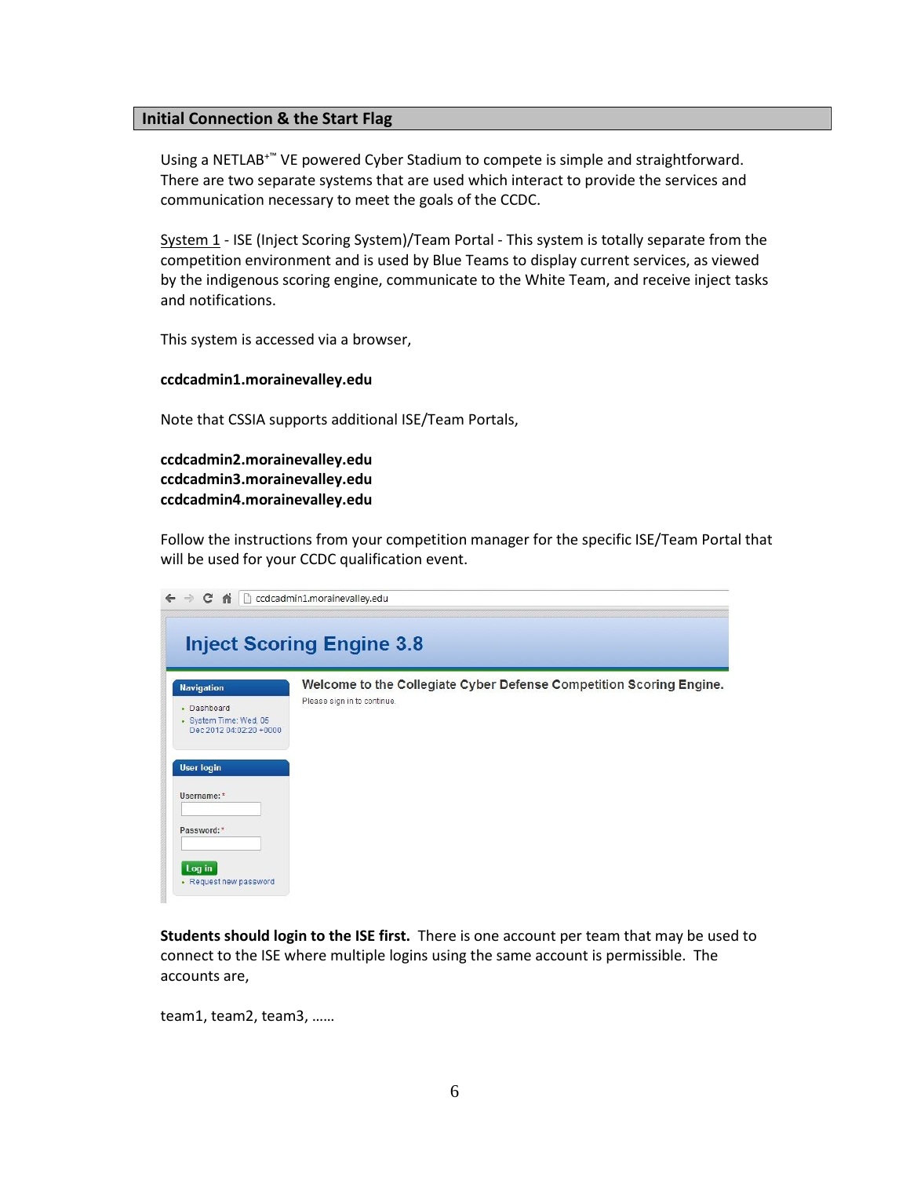## Initial Connection & the Start Flag

Using a NETLAB+™ VE powered Cyber Stadium to compete is simple and straightforward. There are two separate systems that are used which interact to provide the services and communication necessary to meet the goals of the CCDC.

System 1 - ISE (Inject Scoring System)/Team Portal - This system is totally separate from the competition environment and is used by Blue Teams to display current services, as viewed by the indigenous scoring engine, communicate to the White Team, and receive inject tasks and notifications.

This system is accessed via a browser,

**ccdcadmin1.morainevalley.edu**

Note that CSSIA supports additional ISE/Team Portals,

**ccdcadmin2.morainevalley.edu**
**ccdcadmin3.morainevalley.edu**
**ccdcadmin4.morainevalley.edu**

Follow the instructions from your competition manager for the specific ISE/Team Portal that will be used for your CCDC qualification event.

**Students should login to the ISE first.** There is one account per team that may be used to connect to the ISE where multiple logins using the same account is permissible. The accounts are,

team1, team2, team3, ……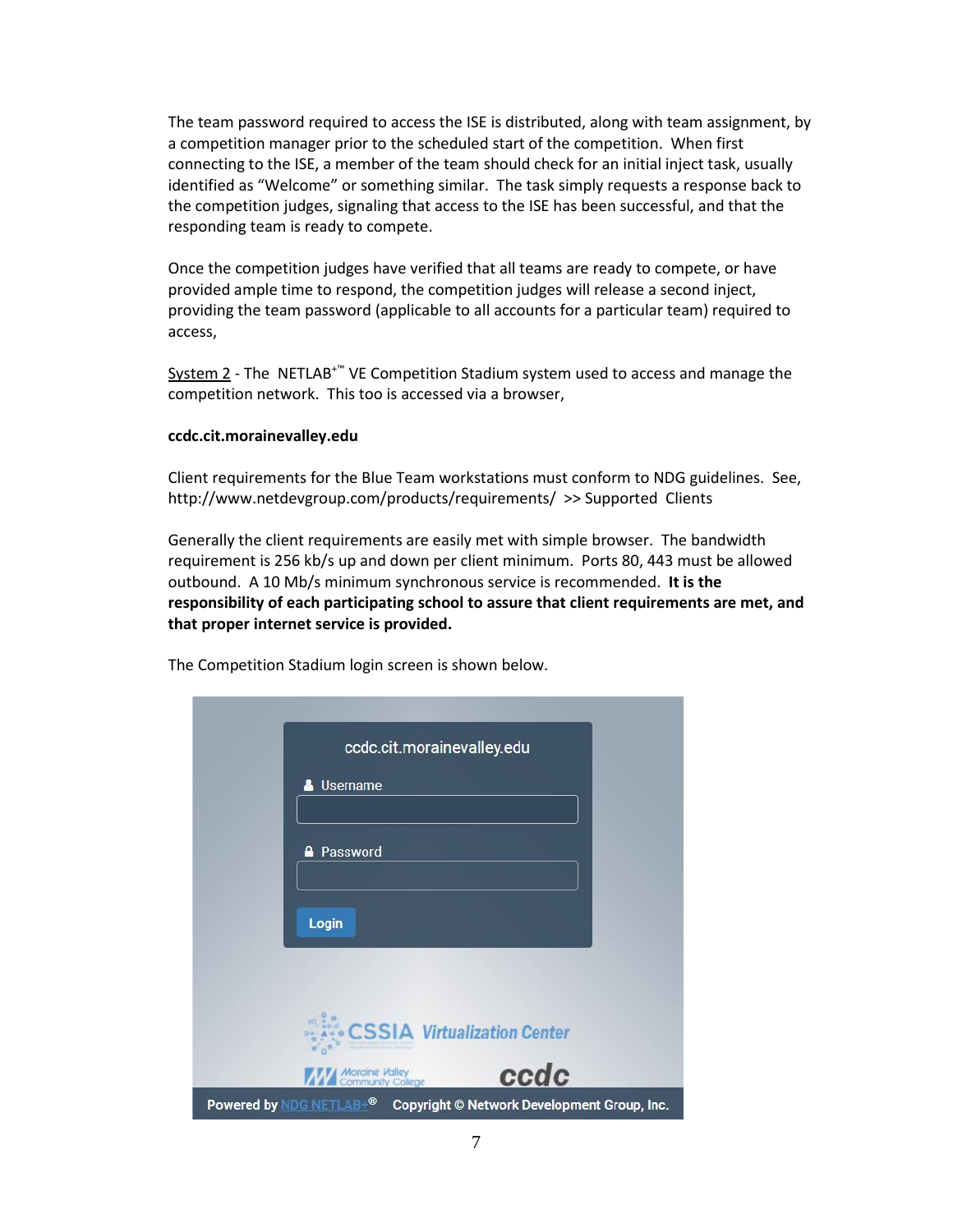The team password required to access the ISE is distributed, along with team assignment, by a competition manager prior to the scheduled start of the competition. When first connecting to the ISE, a member of the team should check for an initial inject task, usually identified as "Welcome" or something similar. The task simply requests a response back to the competition judges, signaling that access to the ISE has been successful, and that the responding team is ready to compete.

Once the competition judges have verified that all teams are ready to compete, or have provided ample time to respond, the competition judges will release a second inject, providing the team password (applicable to all accounts for a particular team) required to access,

System 2 - The NETLAB+™ VE Competition Stadium system used to access and manage the competition network. This too is accessed via a browser,

**ccdc.cit.morainevalley.edu**

Client requirements for the Blue Team workstations must conform to NDG guidelines. See, http://www.netdevgroup.com/products/requirements/ >> Supported Clients

Generally the client requirements are easily met with simple browser. The bandwidth requirement is 256 kb/s up and down per client minimum. Ports 80, 443 must be allowed outbound. A 10 Mb/s minimum synchronous service is recommended. **It is the responsibility of each participating school to assure that client requirements are met, and that proper internet service is provided.**

The Competition Stadium login screen is shown below.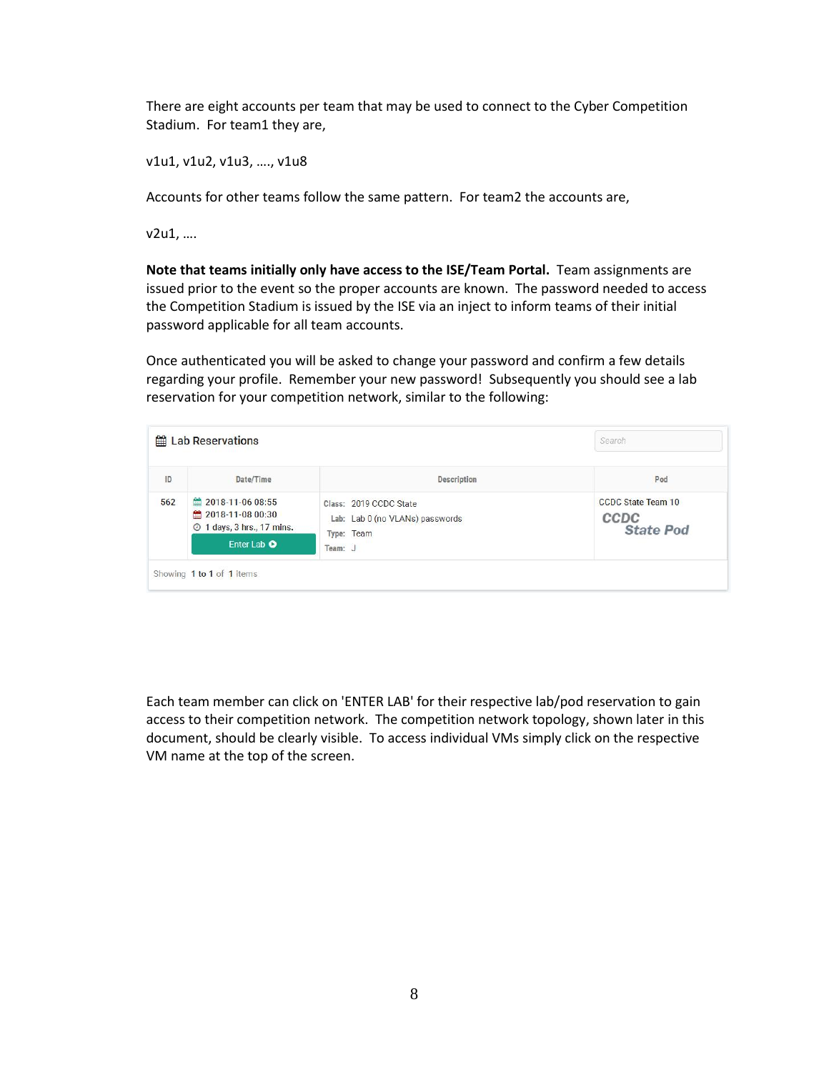There are eight accounts per team that may be used to connect to the Cyber Competition Stadium. For team1 they are,

v1u1, v1u2, v1u3, …., v1u8

Accounts for other teams follow the same pattern. For team2 the accounts are,

v2u1, ….

**Note that teams initially only have access to the ISE/Team Portal.** Team assignments are issued prior to the event so the proper accounts are known. The password needed to access the Competition Stadium is issued by the ISE via an inject to inform teams of their initial password applicable for all team accounts.

Once authenticated you will be asked to change your password and confirm a few details regarding your profile. Remember your new password! Subsequently you should see a lab reservation for your competition network, similar to the following:

Lab Reservations

| ID | Date/Time | Description | Pod |
|---|---|---|---|
| 562 | 2018-11-06 08:55<br>2018-11-08 00:30<br>1 days, 3 hrs., 17 mins.<br>Enter Lab | Class: 2019 CCDC State<br>Lab: Lab 0 (no VLANs) passwords<br>Type: Team<br>Team: J | CCDC State Team 10<br>CCDC State Pod |

Showing 1 to 1 of 1 items

Each team member can click on 'ENTER LAB' for their respective lab/pod reservation to gain access to their competition network. The competition network topology, shown later in this document, should be clearly visible. To access individual VMs simply click on the respective VM name at the top of the screen.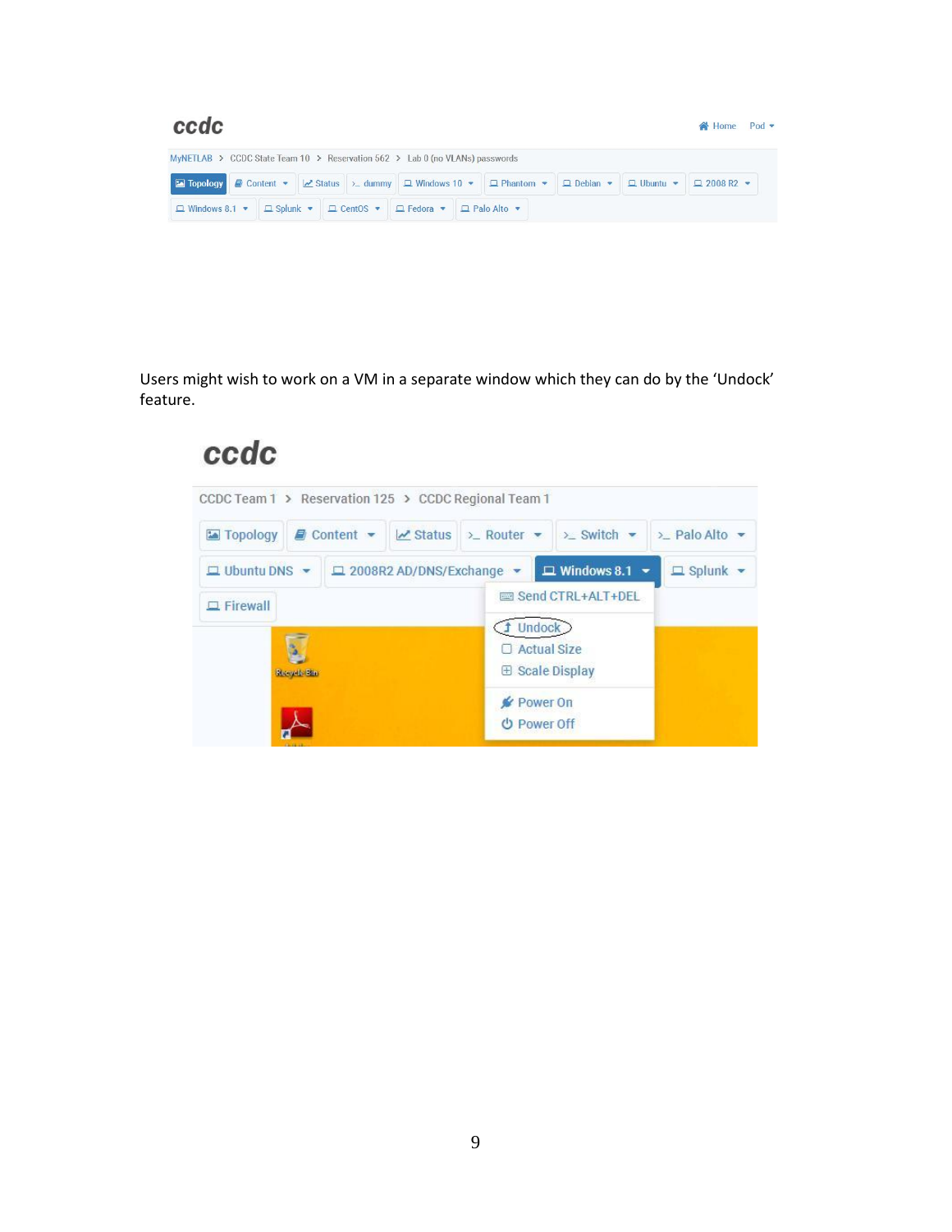Users might wish to work on a VM in a separate window which they can do by the 'Undock' feature.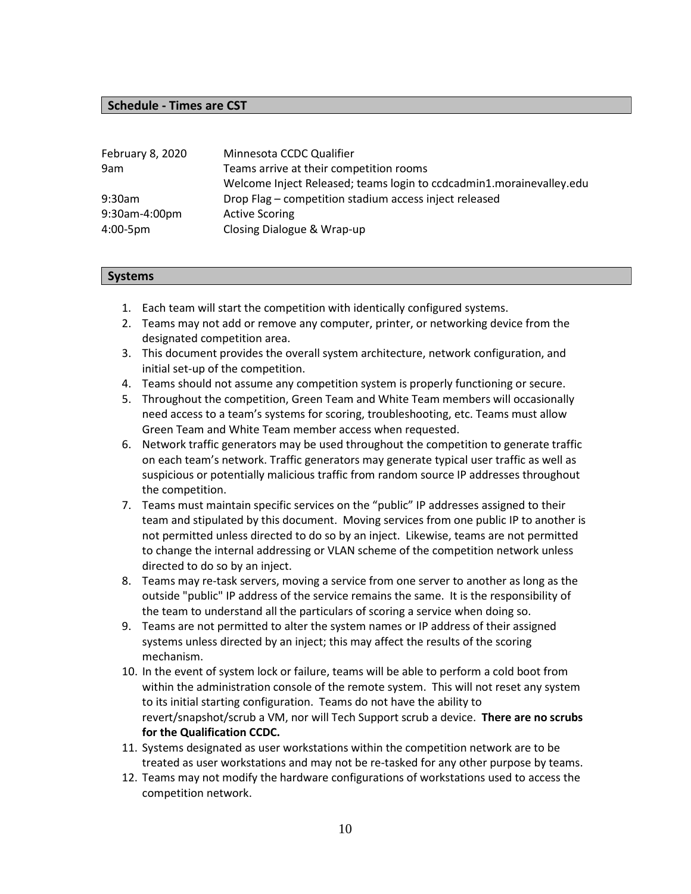## Schedule - Times are CST

| | |
|---|---|
| February 8, 2020 | Minnesota CCDC Qualifier |
| 9am | Teams arrive at their competition rooms<br>Welcome Inject Released; teams login to ccdcadmin1.morainevalley.edu |
| 9:30am | Drop Flag – competition stadium access inject released |
| 9:30am-4:00pm | Active Scoring |
| 4:00-5pm | Closing Dialogue & Wrap-up |

## Systems

1. Each team will start the competition with identically configured systems.
2. Teams may not add or remove any computer, printer, or networking device from the designated competition area.
3. This document provides the overall system architecture, network configuration, and initial set-up of the competition.
4. Teams should not assume any competition system is properly functioning or secure.
5. Throughout the competition, Green Team and White Team members will occasionally need access to a team's systems for scoring, troubleshooting, etc. Teams must allow Green Team and White Team member access when requested.
6. Network traffic generators may be used throughout the competition to generate traffic on each team's network. Traffic generators may generate typical user traffic as well as suspicious or potentially malicious traffic from random source IP addresses throughout the competition.
7. Teams must maintain specific services on the "public" IP addresses assigned to their team and stipulated by this document. Moving services from one public IP to another is not permitted unless directed to do so by an inject. Likewise, teams are not permitted to change the internal addressing or VLAN scheme of the competition network unless directed to do so by an inject.
8. Teams may re-task servers, moving a service from one server to another as long as the outside "public" IP address of the service remains the same. It is the responsibility of the team to understand all the particulars of scoring a service when doing so.
9. Teams are not permitted to alter the system names or IP address of their assigned systems unless directed by an inject; this may affect the results of the scoring mechanism.
10. In the event of system lock or failure, teams will be able to perform a cold boot from within the administration console of the remote system. This will not reset any system to its initial starting configuration. Teams do not have the ability to revert/snapshot/scrub a VM, nor will Tech Support scrub a device. **There are no scrubs for the Qualification CCDC.**
11. Systems designated as user workstations within the competition network are to be treated as user workstations and may not be re-tasked for any other purpose by teams.
12. Teams may not modify the hardware configurations of workstations used to access the competition network.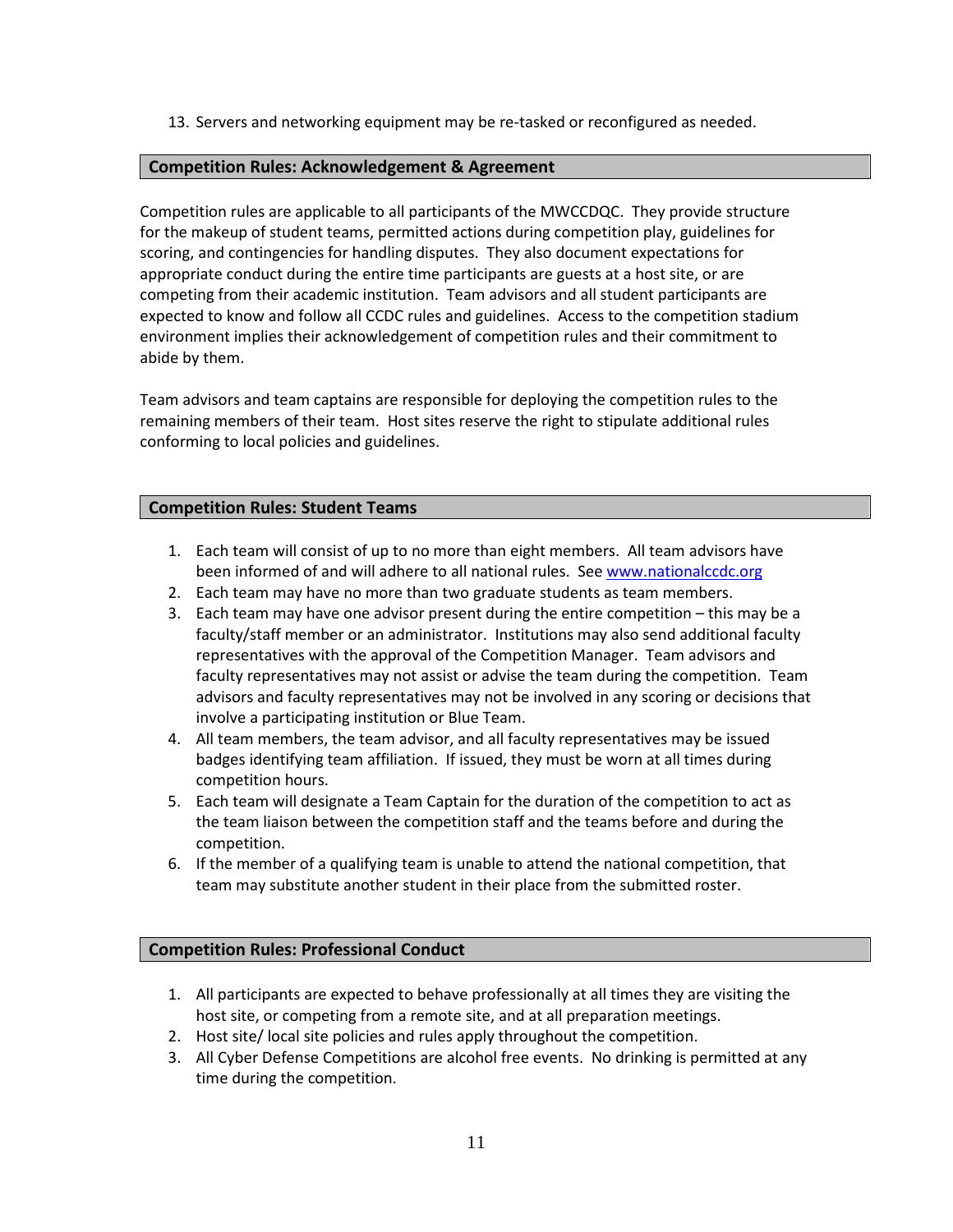13. Servers and networking equipment may be re-tasked or reconfigured as needed.

## Competition Rules: Acknowledgement & Agreement

Competition rules are applicable to all participants of the MWCCDQC. They provide structure for the makeup of student teams, permitted actions during competition play, guidelines for scoring, and contingencies for handling disputes. They also document expectations for appropriate conduct during the entire time participants are guests at a host site, or are competing from their academic institution. Team advisors and all student participants are expected to know and follow all CCDC rules and guidelines. Access to the competition stadium environment implies their acknowledgement of competition rules and their commitment to abide by them.

Team advisors and team captains are responsible for deploying the competition rules to the remaining members of their team. Host sites reserve the right to stipulate additional rules conforming to local policies and guidelines.

## Competition Rules: Student Teams

1. Each team will consist of up to no more than eight members. All team advisors have been informed of and will adhere to all national rules. See [www.nationalccdc.org](www.nationalccdc.org)
2. Each team may have no more than two graduate students as team members.
3. Each team may have one advisor present during the entire competition – this may be a faculty/staff member or an administrator. Institutions may also send additional faculty representatives with the approval of the Competition Manager. Team advisors and faculty representatives may not assist or advise the team during the competition. Team advisors and faculty representatives may not be involved in any scoring or decisions that involve a participating institution or Blue Team.
4. All team members, the team advisor, and all faculty representatives may be issued badges identifying team affiliation. If issued, they must be worn at all times during competition hours.
5. Each team will designate a Team Captain for the duration of the competition to act as the team liaison between the competition staff and the teams before and during the competition.
6. If the member of a qualifying team is unable to attend the national competition, that team may substitute another student in their place from the submitted roster.

## Competition Rules: Professional Conduct

1. All participants are expected to behave professionally at all times they are visiting the host site, or competing from a remote site, and at all preparation meetings.
2. Host site/ local site policies and rules apply throughout the competition.
3. All Cyber Defense Competitions are alcohol free events. No drinking is permitted at any time during the competition.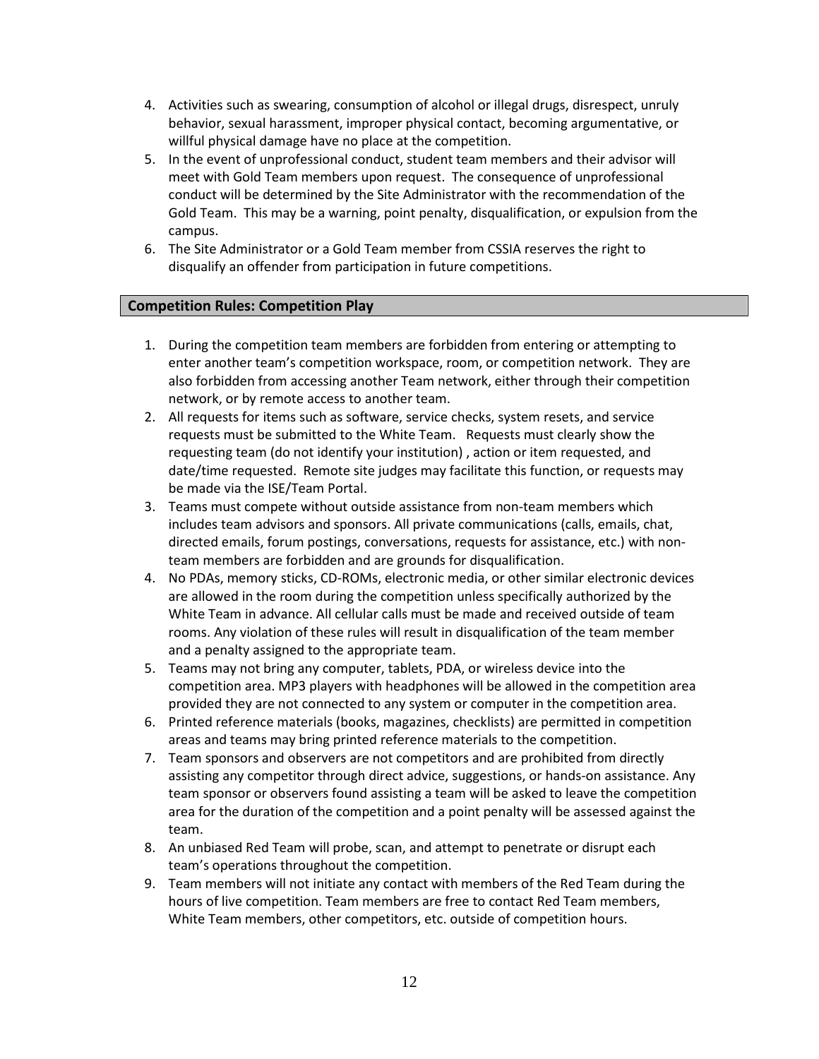4. Activities such as swearing, consumption of alcohol or illegal drugs, disrespect, unruly behavior, sexual harassment, improper physical contact, becoming argumentative, or willful physical damage have no place at the competition.
5. In the event of unprofessional conduct, student team members and their advisor will meet with Gold Team members upon request. The consequence of unprofessional conduct will be determined by the Site Administrator with the recommendation of the Gold Team. This may be a warning, point penalty, disqualification, or expulsion from the campus.
6. The Site Administrator or a Gold Team member from CSSIA reserves the right to disqualify an offender from participation in future competitions.

## Competition Rules: Competition Play

1. During the competition team members are forbidden from entering or attempting to enter another team's competition workspace, room, or competition network. They are also forbidden from accessing another Team network, either through their competition network, or by remote access to another team.
2. All requests for items such as software, service checks, system resets, and service requests must be submitted to the White Team. Requests must clearly show the requesting team (do not identify your institution) , action or item requested, and date/time requested. Remote site judges may facilitate this function, or requests may be made via the ISE/Team Portal.
3. Teams must compete without outside assistance from non-team members which includes team advisors and sponsors. All private communications (calls, emails, chat, directed emails, forum postings, conversations, requests for assistance, etc.) with non-team members are forbidden and are grounds for disqualification.
4. No PDAs, memory sticks, CD-ROMs, electronic media, or other similar electronic devices are allowed in the room during the competition unless specifically authorized by the White Team in advance. All cellular calls must be made and received outside of team rooms. Any violation of these rules will result in disqualification of the team member and a penalty assigned to the appropriate team.
5. Teams may not bring any computer, tablets, PDA, or wireless device into the competition area. MP3 players with headphones will be allowed in the competition area provided they are not connected to any system or computer in the competition area.
6. Printed reference materials (books, magazines, checklists) are permitted in competition areas and teams may bring printed reference materials to the competition.
7. Team sponsors and observers are not competitors and are prohibited from directly assisting any competitor through direct advice, suggestions, or hands-on assistance. Any team sponsor or observers found assisting a team will be asked to leave the competition area for the duration of the competition and a point penalty will be assessed against the team.
8. An unbiased Red Team will probe, scan, and attempt to penetrate or disrupt each team's operations throughout the competition.
9. Team members will not initiate any contact with members of the Red Team during the hours of live competition. Team members are free to contact Red Team members, White Team members, other competitors, etc. outside of competition hours.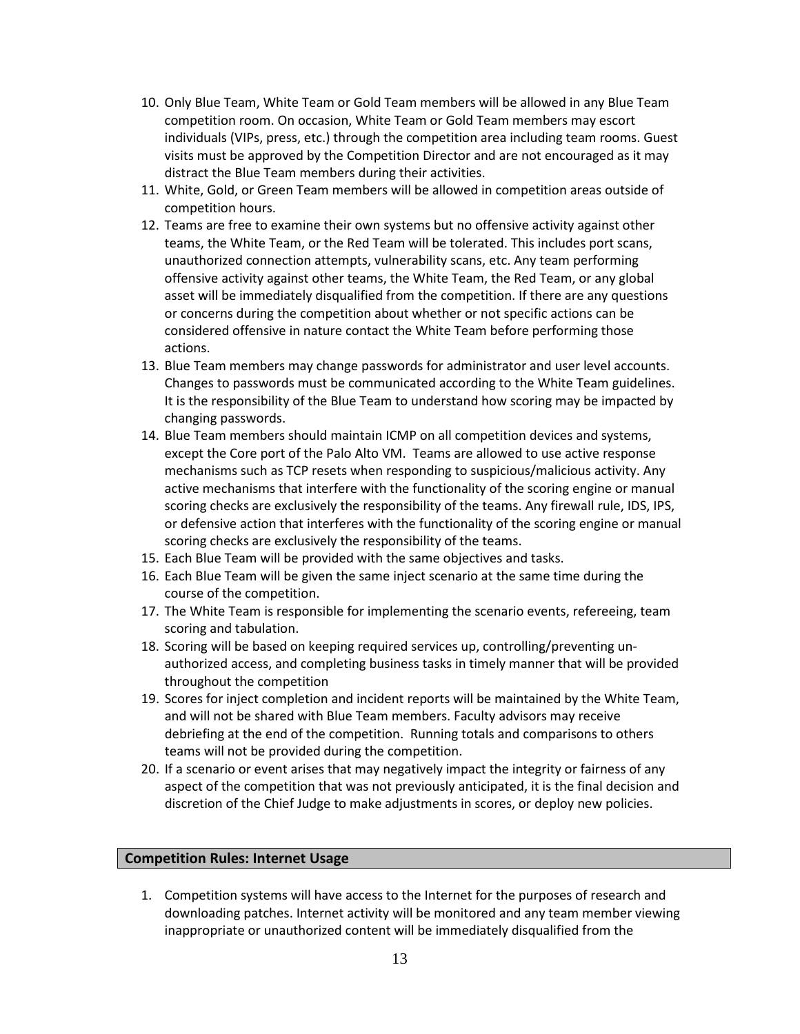10. Only Blue Team, White Team or Gold Team members will be allowed in any Blue Team competition room. On occasion, White Team or Gold Team members may escort individuals (VIPs, press, etc.) through the competition area including team rooms. Guest visits must be approved by the Competition Director and are not encouraged as it may distract the Blue Team members during their activities.
11. White, Gold, or Green Team members will be allowed in competition areas outside of competition hours.
12. Teams are free to examine their own systems but no offensive activity against other teams, the White Team, or the Red Team will be tolerated. This includes port scans, unauthorized connection attempts, vulnerability scans, etc. Any team performing offensive activity against other teams, the White Team, the Red Team, or any global asset will be immediately disqualified from the competition. If there are any questions or concerns during the competition about whether or not specific actions can be considered offensive in nature contact the White Team before performing those actions.
13. Blue Team members may change passwords for administrator and user level accounts. Changes to passwords must be communicated according to the White Team guidelines. It is the responsibility of the Blue Team to understand how scoring may be impacted by changing passwords.
14. Blue Team members should maintain ICMP on all competition devices and systems, except the Core port of the Palo Alto VM. Teams are allowed to use active response mechanisms such as TCP resets when responding to suspicious/malicious activity. Any active mechanisms that interfere with the functionality of the scoring engine or manual scoring checks are exclusively the responsibility of the teams. Any firewall rule, IDS, IPS, or defensive action that interferes with the functionality of the scoring engine or manual scoring checks are exclusively the responsibility of the teams.
15. Each Blue Team will be provided with the same objectives and tasks.
16. Each Blue Team will be given the same inject scenario at the same time during the course of the competition.
17. The White Team is responsible for implementing the scenario events, refereeing, team scoring and tabulation.
18. Scoring will be based on keeping required services up, controlling/preventing un-authorized access, and completing business tasks in timely manner that will be provided throughout the competition
19. Scores for inject completion and incident reports will be maintained by the White Team, and will not be shared with Blue Team members. Faculty advisors may receive debriefing at the end of the competition. Running totals and comparisons to others teams will not be provided during the competition.
20. If a scenario or event arises that may negatively impact the integrity or fairness of any aspect of the competition that was not previously anticipated, it is the final decision and discretion of the Chief Judge to make adjustments in scores, or deploy new policies.

## Competition Rules: Internet Usage

1. Competition systems will have access to the Internet for the purposes of research and downloading patches. Internet activity will be monitored and any team member viewing inappropriate or unauthorized content will be immediately disqualified from the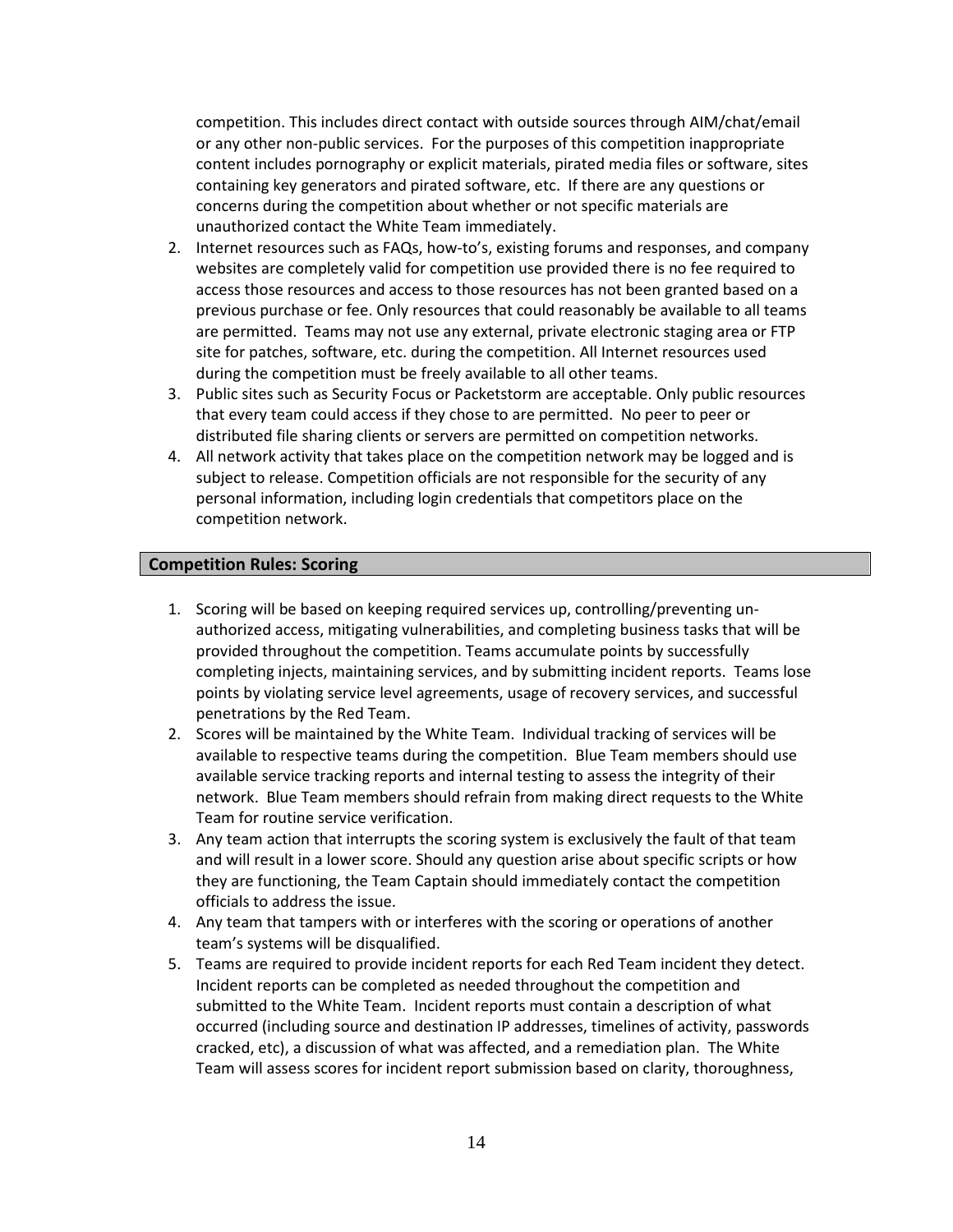competition. This includes direct contact with outside sources through AIM/chat/email or any other non-public services. For the purposes of this competition inappropriate content includes pornography or explicit materials, pirated media files or software, sites containing key generators and pirated software, etc. If there are any questions or concerns during the competition about whether or not specific materials are unauthorized contact the White Team immediately.

2. Internet resources such as FAQs, how-to's, existing forums and responses, and company websites are completely valid for competition use provided there is no fee required to access those resources and access to those resources has not been granted based on a previous purchase or fee. Only resources that could reasonably be available to all teams are permitted. Teams may not use any external, private electronic staging area or FTP site for patches, software, etc. during the competition. All Internet resources used during the competition must be freely available to all other teams.
3. Public sites such as Security Focus or Packetstorm are acceptable. Only public resources that every team could access if they chose to are permitted. No peer to peer or distributed file sharing clients or servers are permitted on competition networks.
4. All network activity that takes place on the competition network may be logged and is subject to release. Competition officials are not responsible for the security of any personal information, including login credentials that competitors place on the competition network.

## Competition Rules: Scoring

1. Scoring will be based on keeping required services up, controlling/preventing un-authorized access, mitigating vulnerabilities, and completing business tasks that will be provided throughout the competition. Teams accumulate points by successfully completing injects, maintaining services, and by submitting incident reports. Teams lose points by violating service level agreements, usage of recovery services, and successful penetrations by the Red Team.
2. Scores will be maintained by the White Team. Individual tracking of services will be available to respective teams during the competition. Blue Team members should use available service tracking reports and internal testing to assess the integrity of their network. Blue Team members should refrain from making direct requests to the White Team for routine service verification.
3. Any team action that interrupts the scoring system is exclusively the fault of that team and will result in a lower score. Should any question arise about specific scripts or how they are functioning, the Team Captain should immediately contact the competition officials to address the issue.
4. Any team that tampers with or interferes with the scoring or operations of another team's systems will be disqualified.
5. Teams are required to provide incident reports for each Red Team incident they detect. Incident reports can be completed as needed throughout the competition and submitted to the White Team. Incident reports must contain a description of what occurred (including source and destination IP addresses, timelines of activity, passwords cracked, etc), a discussion of what was affected, and a remediation plan. The White Team will assess scores for incident report submission based on clarity, thoroughness,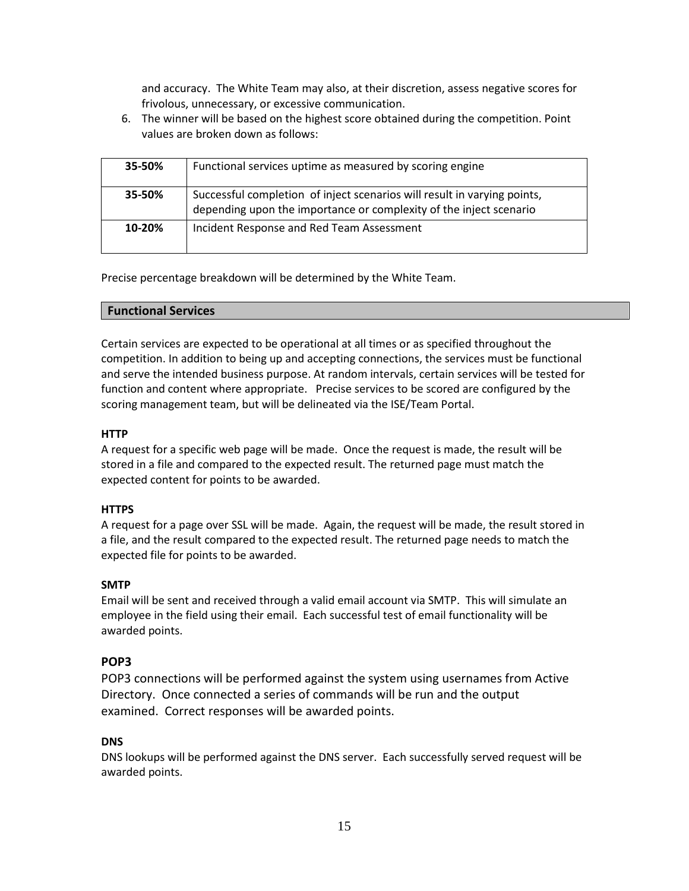and accuracy. The White Team may also, at their discretion, assess negative scores for frivolous, unnecessary, or excessive communication.

6. The winner will be based on the highest score obtained during the competition. Point values are broken down as follows:

| | |
|---|---|
| **35-50%** | Functional services uptime as measured by scoring engine |
| **35-50%** | Successful completion of inject scenarios will result in varying points, depending upon the importance or complexity of the inject scenario |
| **10-20%** | Incident Response and Red Team Assessment |

Precise percentage breakdown will be determined by the White Team.

## Functional Services

Certain services are expected to be operational at all times or as specified throughout the competition. In addition to being up and accepting connections, the services must be functional and serve the intended business purpose. At random intervals, certain services will be tested for function and content where appropriate. Precise services to be scored are configured by the scoring management team, but will be delineated via the ISE/Team Portal.

### HTTP

A request for a specific web page will be made. Once the request is made, the result will be stored in a file and compared to the expected result. The returned page must match the expected content for points to be awarded.

### HTTPS

A request for a page over SSL will be made. Again, the request will be made, the result stored in a file, and the result compared to the expected result. The returned page needs to match the expected file for points to be awarded.

### SMTP

Email will be sent and received through a valid email account via SMTP. This will simulate an employee in the field using their email. Each successful test of email functionality will be awarded points.

### POP3

POP3 connections will be performed against the system using usernames from Active Directory. Once connected a series of commands will be run and the output examined. Correct responses will be awarded points.

### DNS

DNS lookups will be performed against the DNS server. Each successfully served request will be awarded points.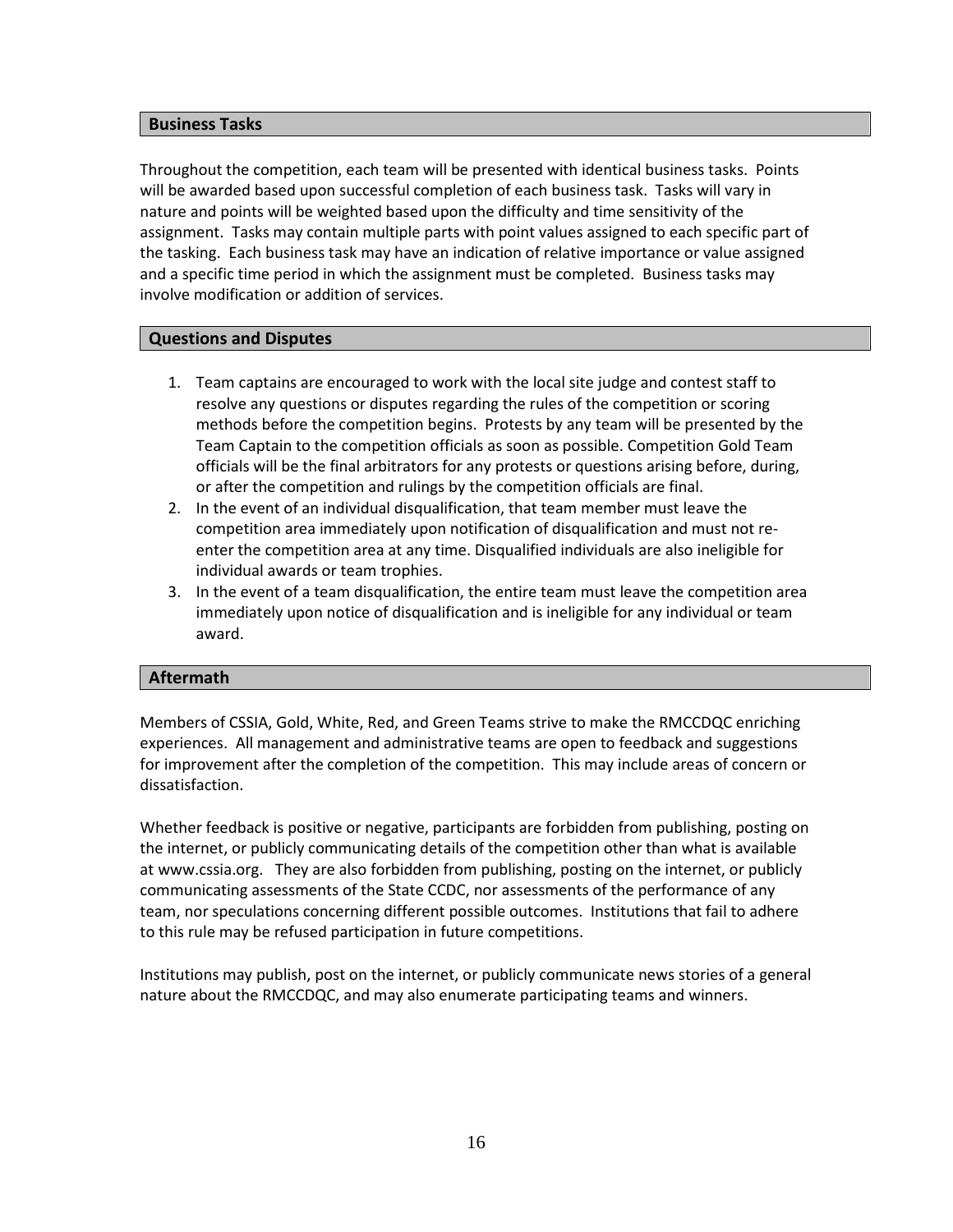## Business Tasks

Throughout the competition, each team will be presented with identical business tasks. Points will be awarded based upon successful completion of each business task. Tasks will vary in nature and points will be weighted based upon the difficulty and time sensitivity of the assignment. Tasks may contain multiple parts with point values assigned to each specific part of the tasking. Each business task may have an indication of relative importance or value assigned and a specific time period in which the assignment must be completed. Business tasks may involve modification or addition of services.

## Questions and Disputes

1. Team captains are encouraged to work with the local site judge and contest staff to resolve any questions or disputes regarding the rules of the competition or scoring methods before the competition begins. Protests by any team will be presented by the Team Captain to the competition officials as soon as possible. Competition Gold Team officials will be the final arbitrators for any protests or questions arising before, during, or after the competition and rulings by the competition officials are final.
2. In the event of an individual disqualification, that team member must leave the competition area immediately upon notification of disqualification and must not re-enter the competition area at any time. Disqualified individuals are also ineligible for individual awards or team trophies.
3. In the event of a team disqualification, the entire team must leave the competition area immediately upon notice of disqualification and is ineligible for any individual or team award.

## Aftermath

Members of CSSIA, Gold, White, Red, and Green Teams strive to make the RMCCDQC enriching experiences. All management and administrative teams are open to feedback and suggestions for improvement after the completion of the competition. This may include areas of concern or dissatisfaction.

Whether feedback is positive or negative, participants are forbidden from publishing, posting on the internet, or publicly communicating details of the competition other than what is available at www.cssia.org. They are also forbidden from publishing, posting on the internet, or publicly communicating assessments of the State CCDC, nor assessments of the performance of any team, nor speculations concerning different possible outcomes. Institutions that fail to adhere to this rule may be refused participation in future competitions.

Institutions may publish, post on the internet, or publicly communicate news stories of a general nature about the RMCCDQC, and may also enumerate participating teams and winners.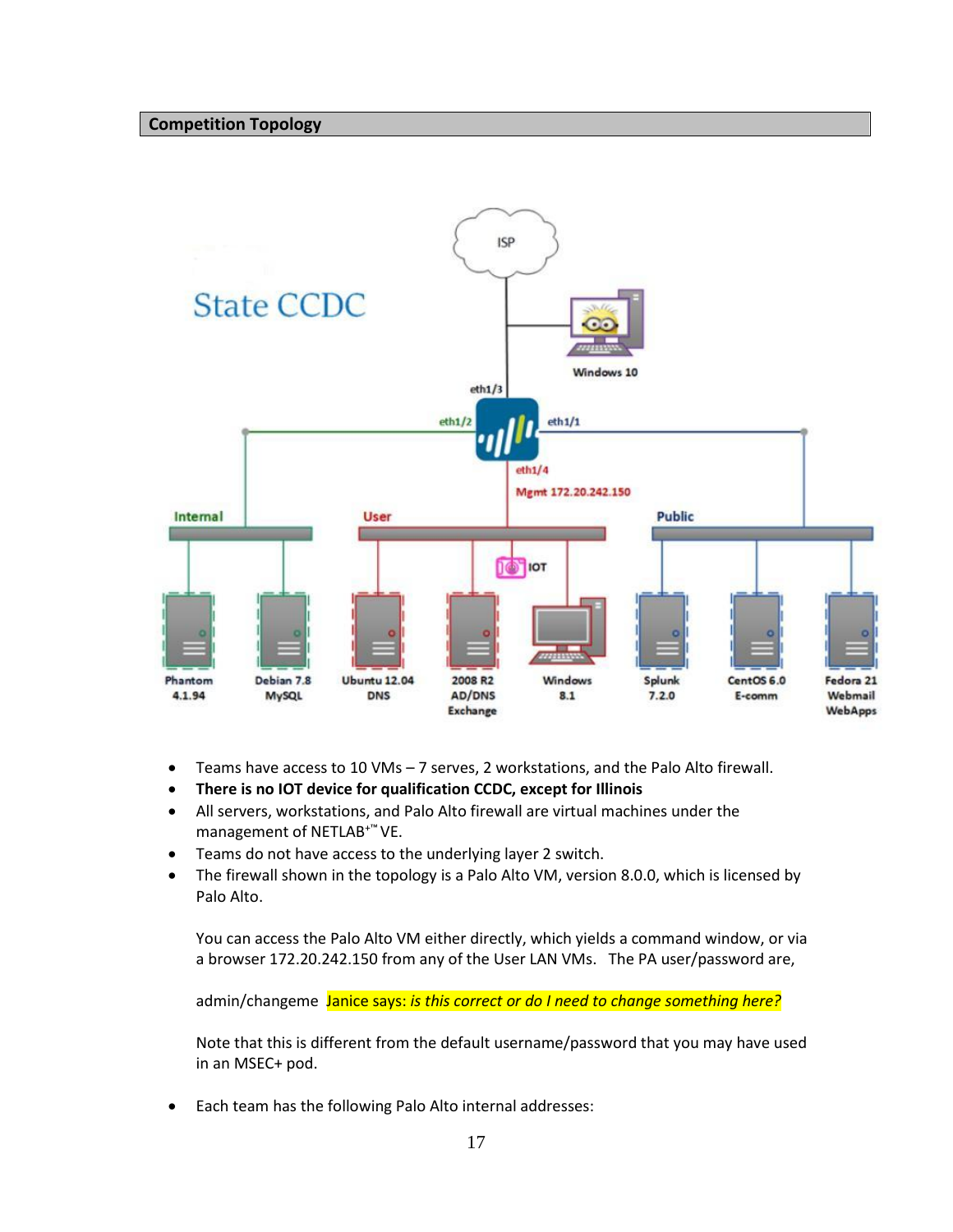## Competition Topology

- Teams have access to 10 VMs – 7 serves, 2 workstations, and the Palo Alto firewall.
- **There is no IOT device for qualification CCDC, except for Illinois**
- All servers, workstations, and Palo Alto firewall are virtual machines under the management of NETLAB+™ VE.
- Teams do not have access to the underlying layer 2 switch.
- The firewall shown in the topology is a Palo Alto VM, version 8.0.0, which is licensed by Palo Alto.

  You can access the Palo Alto VM either directly, which yields a command window, or via a browser 172.20.242.150 from any of the User LAN VMs. The PA user/password are,

  admin/changeme Janice says: *is this correct or do I need to change something here?*

  Note that this is different from the default username/password that you may have used in an MSEC+ pod.

- Each team has the following Palo Alto internal addresses: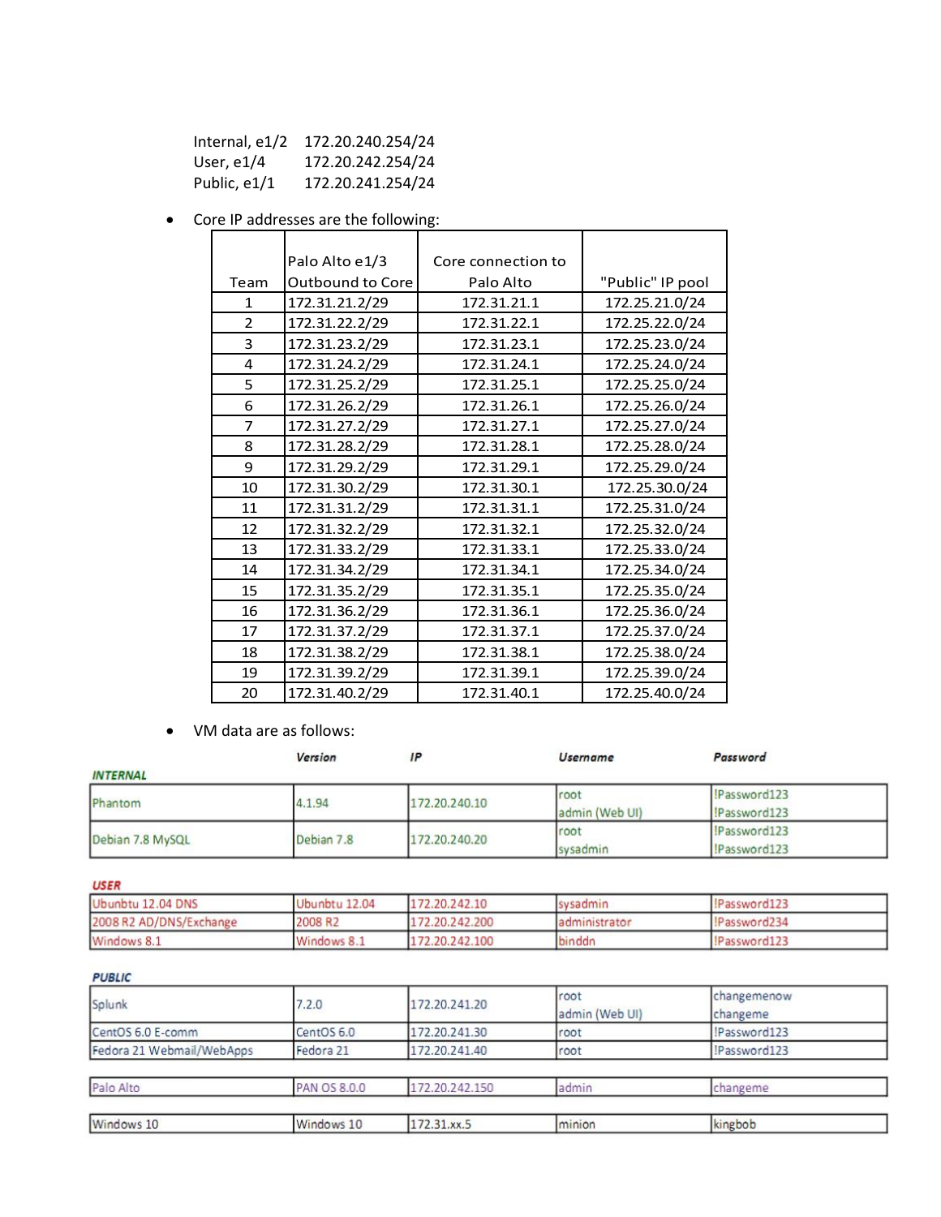| | |
|---|---|
| Internal, e1/2 | 172.20.240.254/24 |
| User, e1/4 | 172.20.242.254/24 |
| Public, e1/1 | 172.20.241.254/24 |

- Core IP addresses are the following:

| Team | Palo Alto e1/3 Outbound to Core | Core connection to Palo Alto | "Public" IP pool |
|---|---|---|---|
| 1 | 172.31.21.2/29 | 172.31.21.1 | 172.25.21.0/24 |
| 2 | 172.31.22.2/29 | 172.31.22.1 | 172.25.22.0/24 |
| 3 | 172.31.23.2/29 | 172.31.23.1 | 172.25.23.0/24 |
| 4 | 172.31.24.2/29 | 172.31.24.1 | 172.25.24.0/24 |
| 5 | 172.31.25.2/29 | 172.31.25.1 | 172.25.25.0/24 |
| 6 | 172.31.26.2/29 | 172.31.26.1 | 172.25.26.0/24 |
| 7 | 172.31.27.2/29 | 172.31.27.1 | 172.25.27.0/24 |
| 8 | 172.31.28.2/29 | 172.31.28.1 | 172.25.28.0/24 |
| 9 | 172.31.29.2/29 | 172.31.29.1 | 172.25.29.0/24 |
| 10 | 172.31.30.2/29 | 172.31.30.1 | 172.25.30.0/24 |
| 11 | 172.31.31.2/29 | 172.31.31.1 | 172.25.31.0/24 |
| 12 | 172.31.32.2/29 | 172.31.32.1 | 172.25.32.0/24 |
| 13 | 172.31.33.2/29 | 172.31.33.1 | 172.25.33.0/24 |
| 14 | 172.31.34.2/29 | 172.31.34.1 | 172.25.34.0/24 |
| 15 | 172.31.35.2/29 | 172.31.35.1 | 172.25.35.0/24 |
| 16 | 172.31.36.2/29 | 172.31.36.1 | 172.25.36.0/24 |
| 17 | 172.31.37.2/29 | 172.31.37.1 | 172.25.37.0/24 |
| 18 | 172.31.38.2/29 | 172.31.38.1 | 172.25.38.0/24 |
| 19 | 172.31.39.2/29 | 172.31.39.1 | 172.25.39.0/24 |
| 20 | 172.31.40.2/29 | 172.31.40.1 | 172.25.40.0/24 |

- VM data are as follows:

| | Version | IP | Username | Password |
|---|---|---|---|---|
| ***INTERNAL*** | | | | |
| Phantom | 4.1.94 | 172.20.240.10 | root<br>admin (Web UI) | !Password123<br>!Password123 |
| Debian 7.8 MySQL | Debian 7.8 | 172.20.240.20 | root<br>sysadmin | !Password123<br>!Password123 |
| ***USER*** | | | | |
| Ubunbtu 12.04 DNS | Ubunbtu 12.04 | 172.20.242.10 | sysadmin | !Password123 |
| 2008 R2 AD/DNS/Exchange | 2008 R2 | 172.20.242.200 | administrator | !Password234 |
| Windows 8.1 | Windows 8.1 | 172.20.242.100 | binddn | !Password123 |
| ***PUBLIC*** | | | | |
| Splunk | 7.2.0 | 172.20.241.20 | root<br>admin (Web UI) | changemenow<br>changeme |
| CentOS 6.0 E-comm | CentOS 6.0 | 172.20.241.30 | root | !Password123 |
| Fedora 21 Webmail/WebApps | Fedora 21 | 172.20.241.40 | root | !Password123 |
| Palo Alto | PAN OS 8.0.0 | 172.20.242.150 | admin | changeme |
| Windows 10 | Windows 10 | 172.31.xx.5 | minion | kingbob |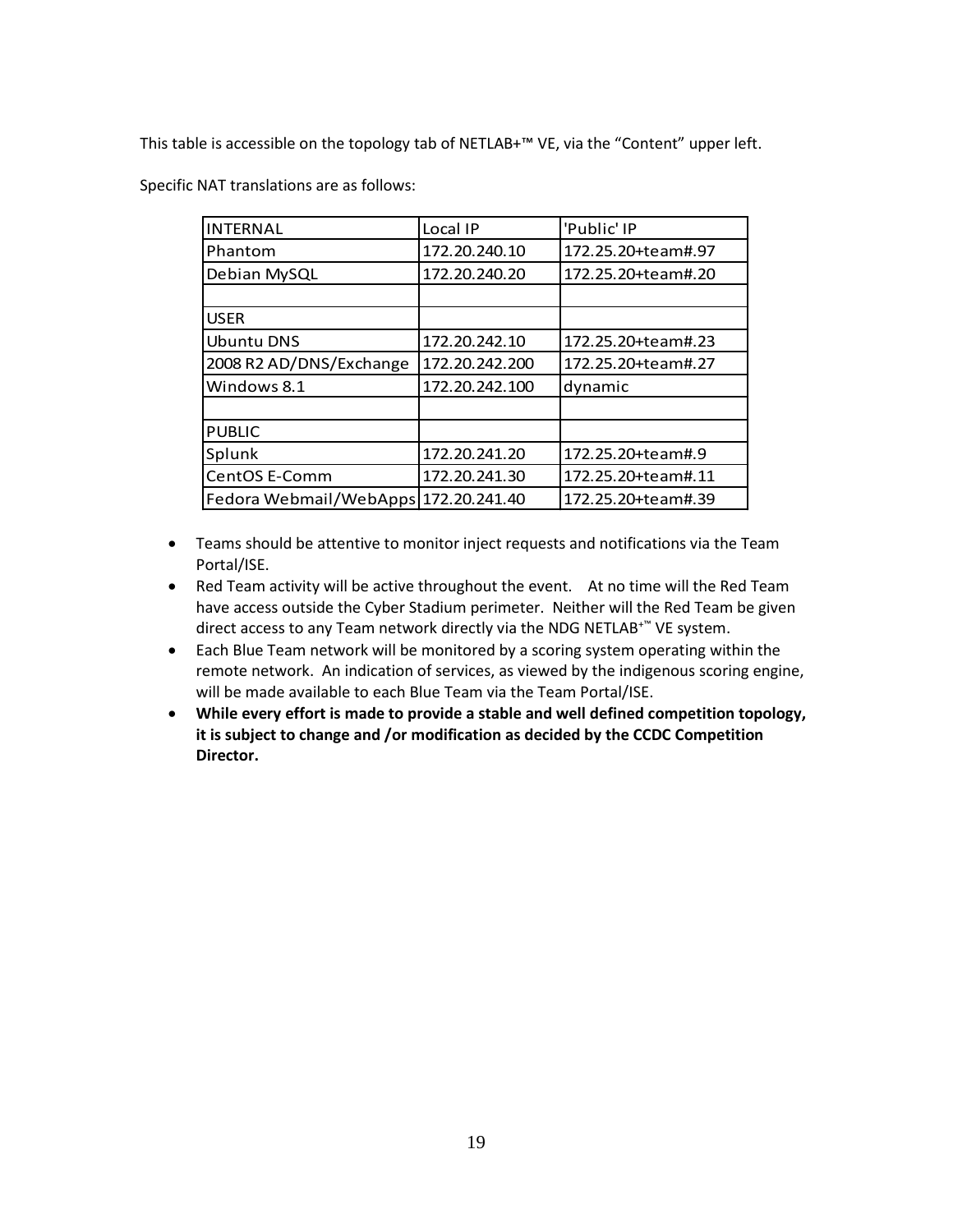This table is accessible on the topology tab of NETLAB+™ VE, via the “Content” upper left.

Specific NAT translations are as follows:

| INTERNAL | Local IP | 'Public' IP |
|---|---|---|
| Phantom | 172.20.240.10 | 172.25.20+team#.97 |
| Debian MySQL | 172.20.240.20 | 172.25.20+team#.20 |
| | | |
| USER | | |
| Ubuntu DNS | 172.20.242.10 | 172.25.20+team#.23 |
| 2008 R2 AD/DNS/Exchange | 172.20.242.200 | 172.25.20+team#.27 |
| Windows 8.1 | 172.20.242.100 | dynamic |
| | | |
| PUBLIC | | |
| Splunk | 172.20.241.20 | 172.25.20+team#.9 |
| CentOS E-Comm | 172.20.241.30 | 172.25.20+team#.11 |
| Fedora Webmail/WebApps | 172.20.241.40 | 172.25.20+team#.39 |

- Teams should be attentive to monitor inject requests and notifications via the Team Portal/ISE.
- Red Team activity will be active throughout the event. At no time will the Red Team have access outside the Cyber Stadium perimeter. Neither will the Red Team be given direct access to any Team network directly via the NDG NETLAB+™ VE system.
- Each Blue Team network will be monitored by a scoring system operating within the remote network. An indication of services, as viewed by the indigenous scoring engine, will be made available to each Blue Team via the Team Portal/ISE.
- **While every effort is made to provide a stable and well defined competition topology, it is subject to change and /or modification as decided by the CCDC Competition Director.**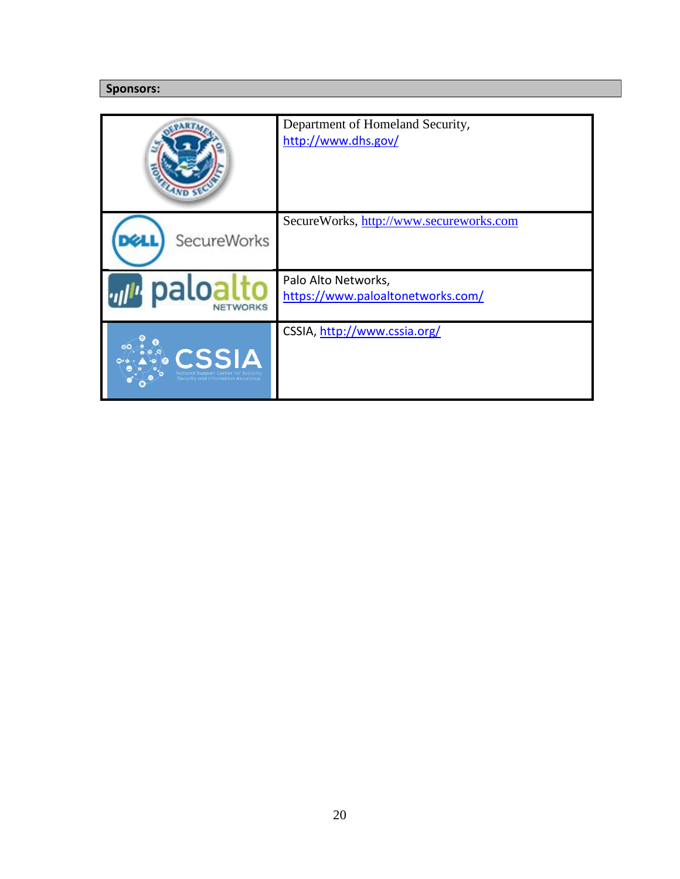**Sponsors:**

| | |
|---|---|
| | Department of Homeland Security, http://www.dhs.gov/ |
| | SecureWorks, http://www.secureworks.com |
| | Palo Alto Networks, https://www.paloaltonetworks.com/ |
| | CSSIA, http://www.cssia.org/ |